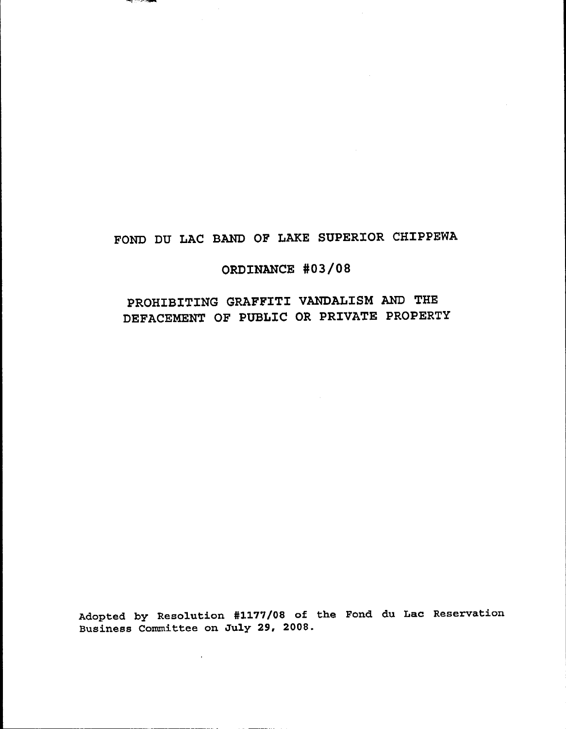# FOND DU LAC BAND OF LAKE SUPERIOR CHIPPEWA

## ORDINANCE #03/08

## PROHIBITING GRAFFITI VANDALISM AND THE DEFACEMENT OF PUBLIC OR PRIVATE PROPERTY

Adopted by Resolution #1177/08 of the Fond du Lac Reservation Business Committee on July 29, 2008.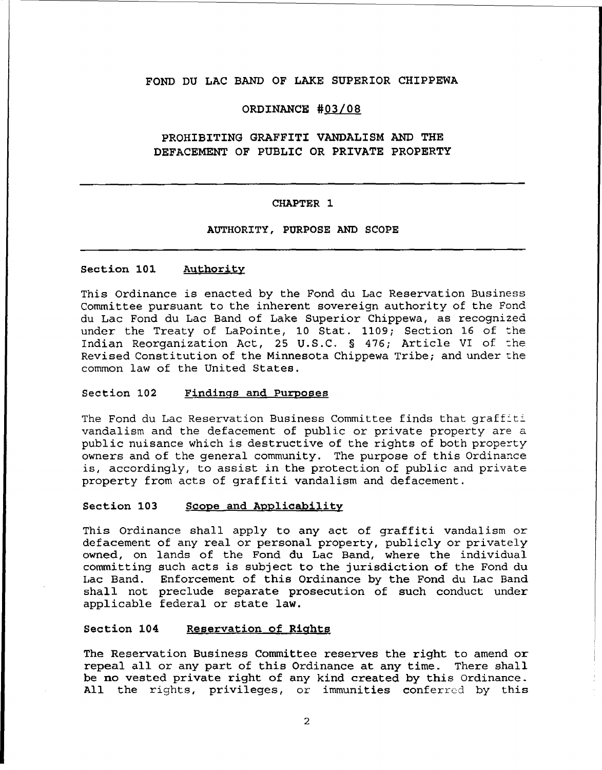# FOND DU LAC BAND OF LAKE SUPERIOR CHIPPEWA

## ORDINANCE #03/08

## PROHIBITING GRAFFITI VANDALISM AND THE DEFACEMENT OF PUBLIC OR PRIVATE PROPERTY

---

## CHAPTER 1

## AUTHORITY, PURPOSE AND SCOPE

---

### Section 101 Authority

This Ordinance is enacted by the Fond du Lac Reservation Business Committee pursuant to the inherent sovereign authority of the Fond du Lac Fond du Lac Band of Lake Superior Chippewa, as recognized under the Treaty of LaPointe, 10 Stat. 1109; Section 16 of the Indian Reorganization Act, 25 U.S.C. § 476; Article VI of the Revised Constitution of the Minnesota Chippewa Tribe; and under the common law of the United States.

### Section 102 Findings and Purposes

The Fond du Lac Reservation Business Committee finds that graffiti vandalism and the defacement of public or private property are a public nuisance which is destructive of the rights of both property owners and of the general community. The purpose of this Ordinance is, accordingly, to assist in the protection of public and private property from acts of graffiti vandalism and defacement.

### Section 103 Scope and Applicability

This Ordinance shall apply to any act of graffiti vandalism or defacement of any real or personal property, publicly or privately owned, on lands of the Fond du Lac Band, where the individual committing such acts is subject to the jurisdiction of the Fond du Lac Band. Enforcement of this Ordinance by the Fond du Lac Band shall not preclude separate prosecution of such conduct under applicable federal or state law.

### Section 104 Reservation of Rights

The Reservation Business Committee reserves the right to amend or repeal all or any part of this Ordinance at any time. There shall be no vested private right of any kind created by this Ordinance. All the rights, privileges, or immunities conferred by this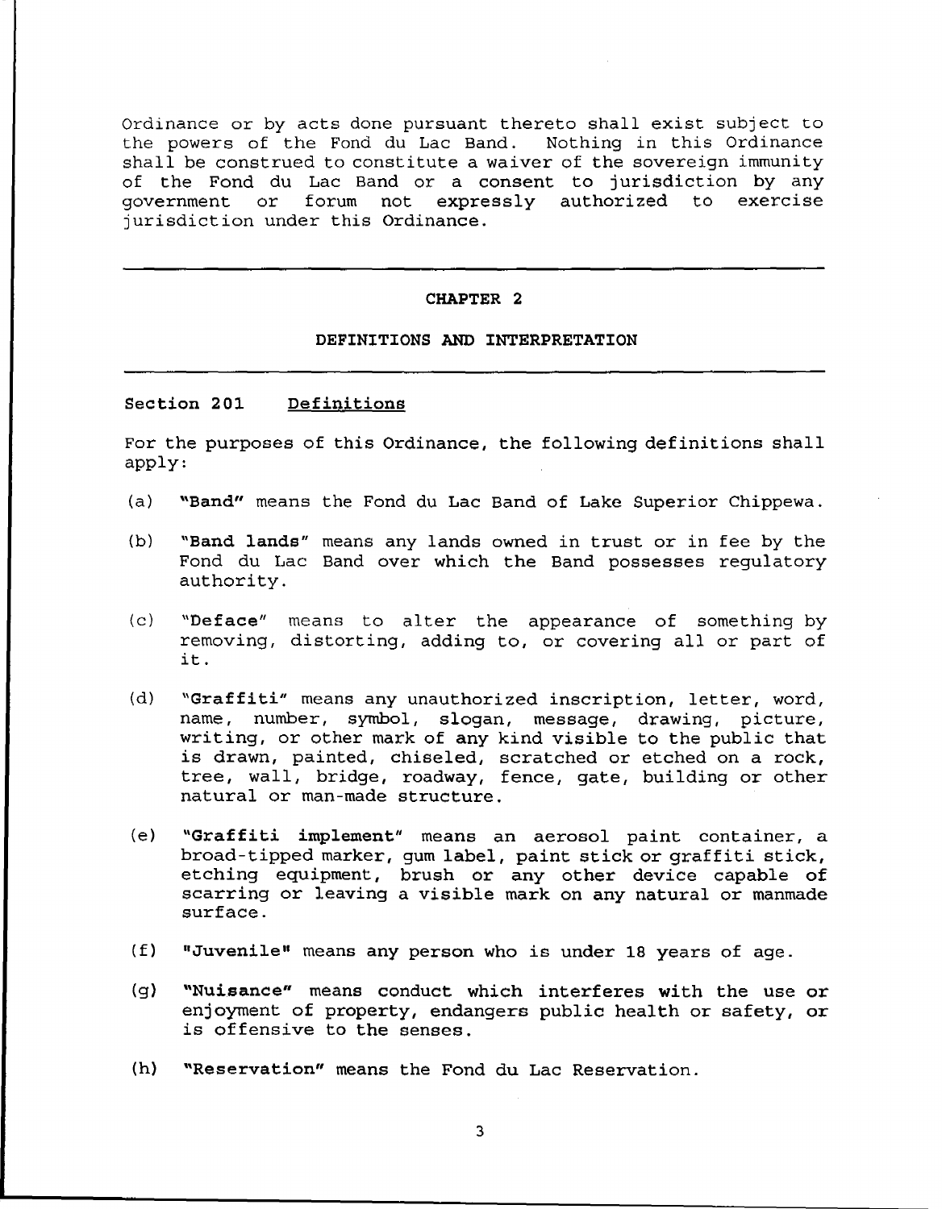Ordinance or by acts done pursuant thereto shall exist subject to the powers of the Fond du Lac Band. Nothing in this Ordinance shall be construed to constitute a waiver of the sovereign immunity of the Fond du Lac Band or a consent to jurisdiction by any government or forum not expressly authorized to exercise jurisdiction under this Ordinance.

---

## CHAPTER 2

## DEFINITIONS AND INTERPRETATION

---

### Section 201 Definitions

For the purposes of this Ordinance, the following definitions shall apply:

(a) **"Band"** means the Fond du Lac Band of Lake Superior Chippewa.

(b) **"Band lands"** means any lands owned in trust or in fee by the Fond du Lac Band over which the Band possesses regulatory authority.

(c) **"Deface"** means to alter the appearance of something by removing, distorting, adding to, or covering all or part of it.

(d) **"Graffiti"** means any unauthorized inscription, letter, word, name, number, symbol, slogan, message, drawing, picture, writing, or other mark of any kind visible to the public that is drawn, painted, chiseled, scratched or etched on a rock, tree, wall, bridge, roadway, fence, gate, building or other natural or man-made structure.

(e) **"Graffiti implement"** means an aerosol paint container, a broad-tipped marker, gum label, paint stick or graffiti stick, etching equipment, brush or any other device capable of scarring or leaving a visible mark on any natural or manmade surface.

(f) **"Juvenile"** means any person who is under 18 years of age.

(g) **"Nuisance"** means conduct which interferes with the use or enjoyment of property, endangers public health or safety, or is offensive to the senses.

(h) **"Reservation"** means the Fond du Lac Reservation.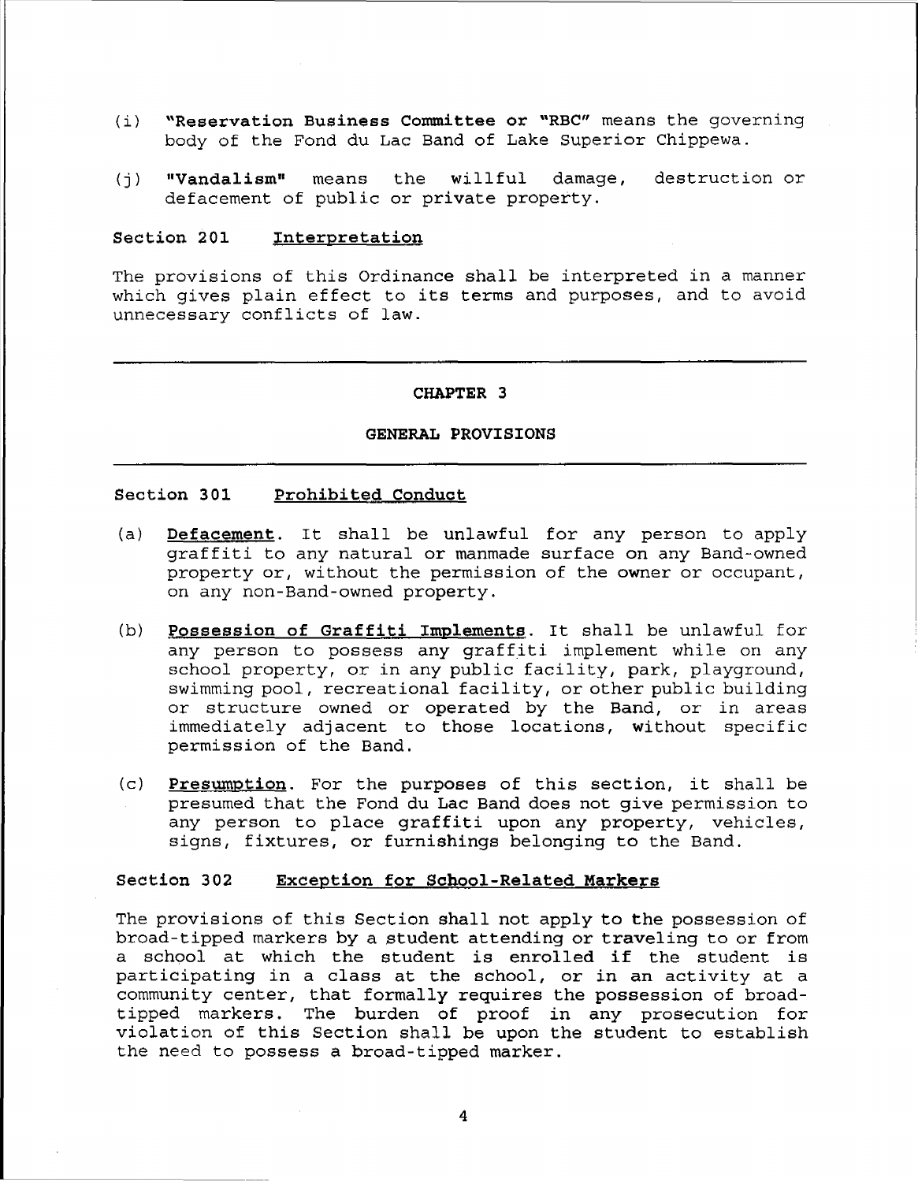(i) **"Reservation Business Committee or "RBC"** means the governing body of the Fond du Lac Band of Lake Superior Chippewa.

(j) **"Vandalism"** means the willful damage, destruction or defacement of public or private property.

### Section 201 Interpretation

The provisions of this Ordinance shall be interpreted in a manner which gives plain effect to its terms and purposes, and to avoid unnecessary conflicts of law.

---

## CHAPTER 3

## GENERAL PROVISIONS

---

### Section 301 Prohibited Conduct

(a) **Defacement**. It shall be unlawful for any person to apply graffiti to any natural or manmade surface on any Band-owned property or, without the permission of the owner or occupant, on any non-Band-owned property.

(b) **Possession of Graffiti Implements**. It shall be unlawful for any person to possess any graffiti implement while on any school property, or in any public facility, park, playground, swimming pool, recreational facility, or other public building or structure owned or operated by the Band, or in areas immediately adjacent to those locations, without specific permission of the Band.

(c) **Presumption**. For the purposes of this section, it shall be presumed that the Fond du Lac Band does not give permission to any person to place graffiti upon any property, vehicles, signs, fixtures, or furnishings belonging to the Band.

### Section 302 Exception for School-Related Markers

The provisions of this Section shall not apply to the possession of broad-tipped markers by a student attending or traveling to or from a school at which the student is enrolled if the student is participating in a class at the school, or in an activity at a community center, that formally requires the possession of broad-tipped markers. The burden of proof in any prosecution for violation of this Section shall be upon the student to establish the need to possess a broad-tipped marker.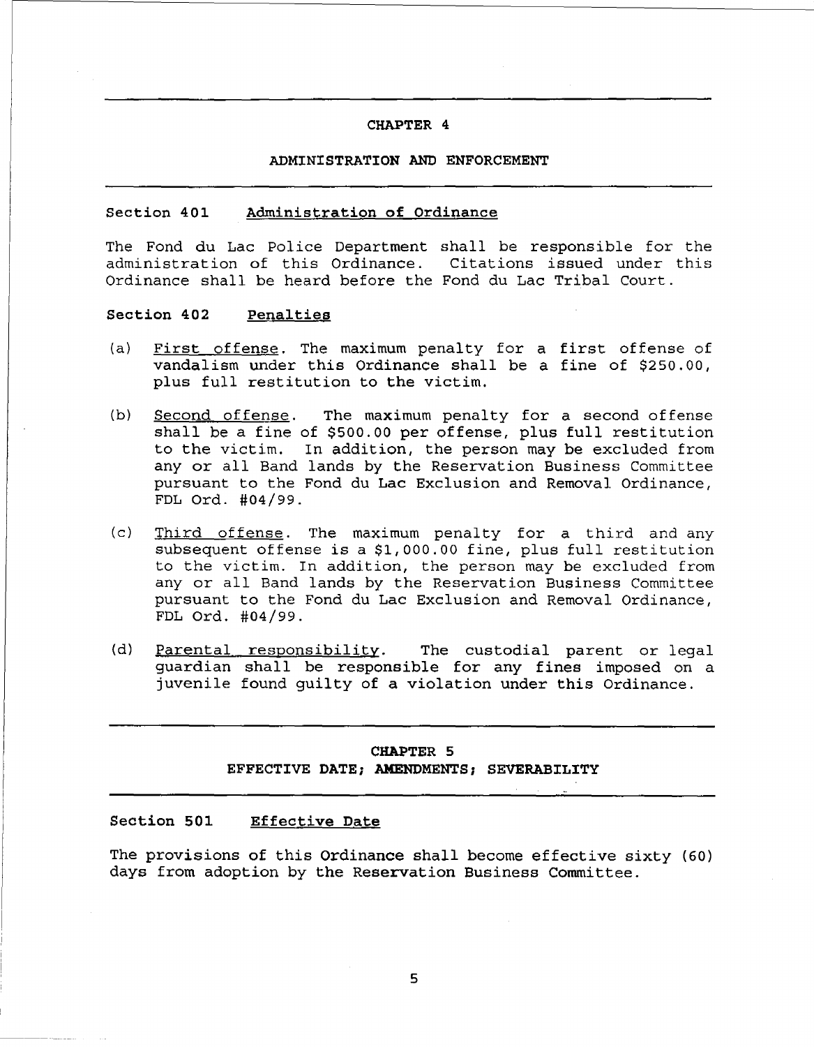## CHAPTER 4

## ADMINISTRATION AND ENFORCEMENT

### Section 401 Administration of Ordinance

The Fond du Lac Police Department shall be responsible for the administration of this Ordinance. Citations issued under this Ordinance shall be heard before the Fond du Lac Tribal Court.

### Section 402 Penalties

(a) First offense. The maximum penalty for a first offense of vandalism under this Ordinance shall be a fine of $250.00, plus full restitution to the victim.

(b) Second offense. The maximum penalty for a second offense shall be a fine of $500.00 per offense, plus full restitution to the victim. In addition, the person may be excluded from any or all Band lands by the Reservation Business Committee pursuant to the Fond du Lac Exclusion and Removal Ordinance, FDL Ord. #04/99.

(c) Third offense. The maximum penalty for a third and any subsequent offense is a $1,000.00 fine, plus full restitution to the victim. In addition, the person may be excluded from any or all Band lands by the Reservation Business Committee pursuant to the Fond du Lac Exclusion and Removal Ordinance, FDL Ord. #04/99.

(d) Parental responsibility. The custodial parent or legal guardian shall be responsible for any fines imposed on a juvenile found guilty of a violation under this Ordinance.

## CHAPTER 5
## EFFECTIVE DATE; AMENDMENTS; SEVERABILITY

### Section 501 Effective Date

The provisions of this Ordinance shall become effective sixty (60) days from adoption by the Reservation Business Committee.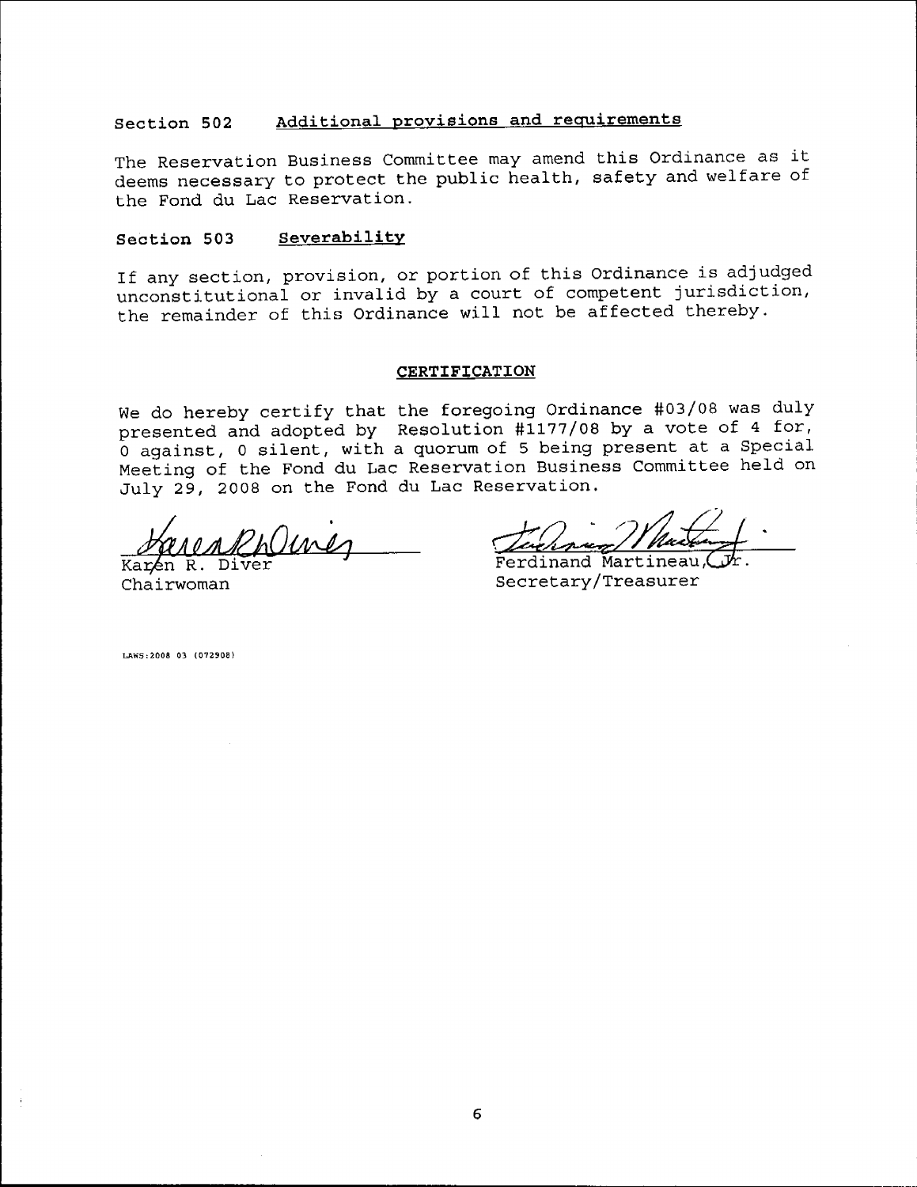## Section 502 Additional provisions and requirements

The Reservation Business Committee may amend this Ordinance as it deems necessary to protect the public health, safety and welfare of the Fond du Lac Reservation.

## Section 503 Severability

If any section, provision, or portion of this Ordinance is adjudged unconstitutional or invalid by a court of competent jurisdiction, the remainder of this Ordinance will not be affected thereby.

### CERTIFICATION

We do hereby certify that the foregoing Ordinance #03/08 was duly presented and adopted by Resolution #1177/08 by a vote of 4 for, 0 against, 0 silent, with a quorum of 5 being present at a Special Meeting of the Fond du Lac Reservation Business Committee held on July 29, 2008 on the Fond du Lac Reservation.

Karen R. Diver
Chairwoman

Ferdinand Martineau, Jr.
Secretary/Treasurer

LAWS:2008 03 (072908)